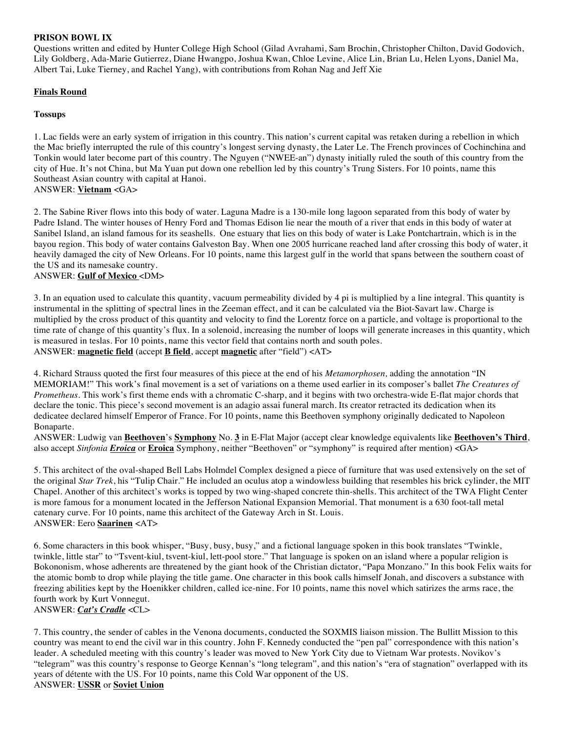**PRISON BOWL IX**

Questions written and edited by Hunter College High School (Gilad Avrahami, Sam Brochin, Christopher Chilton, David Godovich, Lily Goldberg, Ada-Marie Gutierrez, Diane Hwangpo, Joshua Kwan, Chloe Levine, Alice Lin, Brian Lu, Helen Lyons, Daniel Ma, Albert Tai, Luke Tierney, and Rachel Yang), with contributions from Rohan Nag and Jeff Xie

**Finals Round**

**Tossups**

1. Lac fields were an early system of irrigation in this country. This nation's current capital was retaken during a rebellion in which the Mac briefly interrupted the rule of this country's longest serving dynasty, the Later Le. The French provinces of Cochinchina and Tonkin would later become part of this country. The Nguyen ("NWEE-an") dynasty initially ruled the south of this country from the city of Hue. It's not China, but Ma Yuan put down one rebellion led by this country's Trung Sisters. For 10 points, name this Southeast Asian country with capital at Hanoi.
ANSWER: **Vietnam** <GA>

2. The Sabine River flows into this body of water. Laguna Madre is a 130-mile long lagoon separated from this body of water by Padre Island. The winter houses of Henry Ford and Thomas Edison lie near the mouth of a river that ends in this body of water at Sanibel Island, an island famous for its seashells. One estuary that lies on this body of water is Lake Pontchartrain, which is in the bayou region. This body of water contains Galveston Bay. When one 2005 hurricane reached land after crossing this body of water, it heavily damaged the city of New Orleans. For 10 points, name this largest gulf in the world that spans between the southern coast of the US and its namesake country.
ANSWER: **Gulf of Mexico** <DM>

3. In an equation used to calculate this quantity, vacuum permeability divided by 4 pi is multiplied by a line integral. This quantity is instrumental in the splitting of spectral lines in the Zeeman effect, and it can be calculated via the Biot-Savart law. Charge is multiplied by the cross product of this quantity and velocity to find the Lorentz force on a particle, and voltage is proportional to the time rate of change of this quantity's flux. In a solenoid, increasing the number of loops will generate increases in this quantity, which is measured in teslas. For 10 points, name this vector field that contains north and south poles.
ANSWER: **magnetic field** (accept **B field**, accept **magnetic** after "field") <AT>

4. Richard Strauss quoted the first four measures of this piece at the end of his *Metamorphosen,* adding the annotation "IN MEMORIAM!" This work's final movement is a set of variations on a theme used earlier in its composer's ballet *The Creatures of Prometheus*. This work's first theme ends with a chromatic C-sharp, and it begins with two orchestra-wide E-flat major chords that declare the tonic. This piece's second movement is an adagio assai funeral march. Its creator retracted its dedication when its dedicatee declared himself Emperor of France. For 10 points, name this Beethoven symphony originally dedicated to Napoleon Bonaparte.
ANSWER: Ludwig van **Beethoven**'s **Symphony** No. **3** in E-Flat Major (accept clear knowledge equivalents like **Beethoven's Third**, also accept *Sinfonia **Eroica*** or **Eroica** Symphony, neither "Beethoven" or "symphony" is required after mention) <GA>

5. This architect of the oval-shaped Bell Labs Holmdel Complex designed a piece of furniture that was used extensively on the set of the original *Star Trek*, his "Tulip Chair." He included an oculus atop a windowless building that resembles his brick cylinder, the MIT Chapel. Another of this architect's works is topped by two wing-shaped concrete thin-shells. This architect of the TWA Flight Center is more famous for a monument located in the Jefferson National Expansion Memorial. That monument is a 630 foot-tall metal catenary curve. For 10 points, name this architect of the Gateway Arch in St. Louis.
ANSWER: Eero **Saarinen** <AT>

6. Some characters in this book whisper, "Busy, busy, busy," and a fictional language spoken in this book translates "Twinkle, twinkle, little star" to "Tsvent-kiul, tsvent-kiul, lett-pool store." That language is spoken on an island where a popular religion is Bokononism, whose adherents are threatened by the giant hook of the Christian dictator, "Papa Monzano." In this book Felix waits for the atomic bomb to drop while playing the title game. One character in this book calls himself Jonah, and discovers a substance with freezing abilities kept by the Hoenikker children, called ice-nine. For 10 points, name this novel which satirizes the arms race, the fourth work by Kurt Vonnegut.
ANSWER: ***Cat's Cradle*** <CL>

7. This country, the sender of cables in the Venona documents, conducted the SOXMIS liaison mission. The Bullitt Mission to this country was meant to end the civil war in this country. John F. Kennedy conducted the "pen pal" correspondence with this nation's leader. A scheduled meeting with this country's leader was moved to New York City due to Vietnam War protests. Novikov's "telegram" was this country's response to George Kennan's "long telegram", and this nation's "era of stagnation" overlapped with its years of détente with the US. For 10 points, name this Cold War opponent of the US.
ANSWER: **USSR** or **Soviet Union**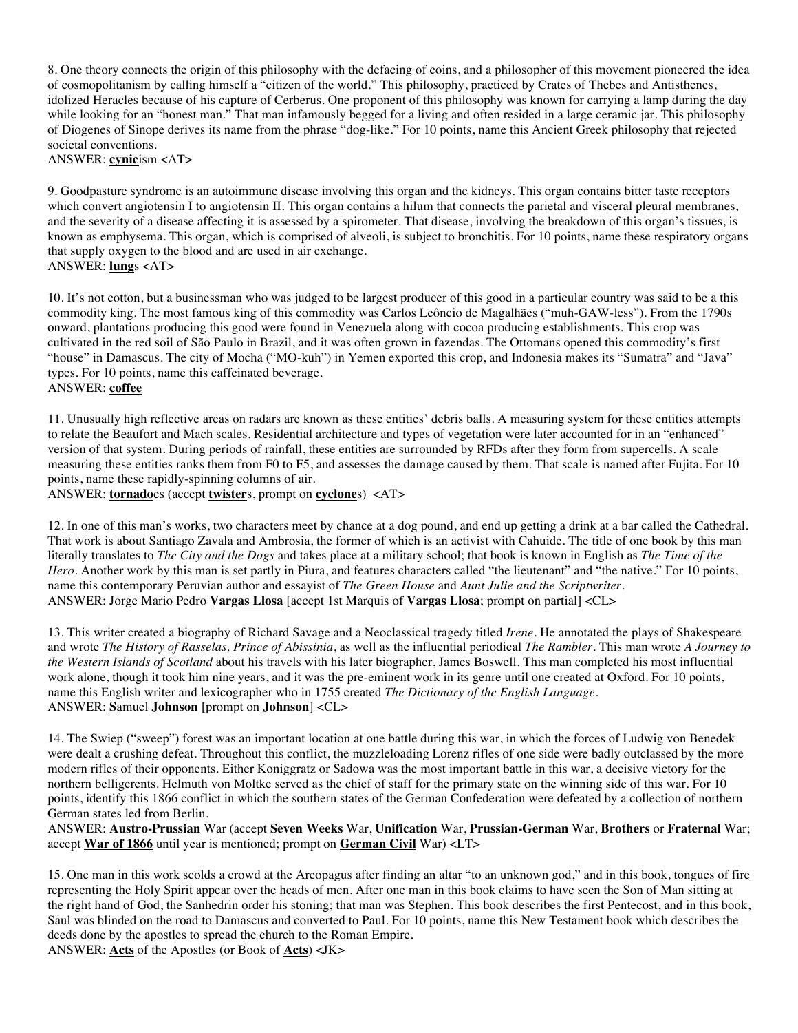8. One theory connects the origin of this philosophy with the defacing of coins, and a philosopher of this movement pioneered the idea of cosmopolitanism by calling himself a "citizen of the world." This philosophy, practiced by Crates of Thebes and Antisthenes, idolized Heracles because of his capture of Cerberus. One proponent of this philosophy was known for carrying a lamp during the day while looking for an "honest man." That man infamously begged for a living and often resided in a large ceramic jar. This philosophy of Diogenes of Sinope derives its name from the phrase "dog-like." For 10 points, name this Ancient Greek philosophy that rejected societal conventions.
ANSWER: **cynic**ism <AT>

9. Goodpasture syndrome is an autoimmune disease involving this organ and the kidneys. This organ contains bitter taste receptors which convert angiotensin I to angiotensin II. This organ contains a hilum that connects the parietal and visceral pleural membranes, and the severity of a disease affecting it is assessed by a spirometer. That disease, involving the breakdown of this organ's tissues, is known as emphysema. This organ, which is comprised of alveoli, is subject to bronchitis. For 10 points, name these respiratory organs that supply oxygen to the blood and are used in air exchange.
ANSWER: **lung**s <AT>

10. It's not cotton, but a businessman who was judged to be largest producer of this good in a particular country was said to be a this commodity king. The most famous king of this commodity was Carlos Leôncio de Magalhães ("muh-GAW-less"). From the 1790s onward, plantations producing this good were found in Venezuela along with cocoa producing establishments. This crop was cultivated in the red soil of São Paulo in Brazil, and it was often grown in fazendas. The Ottomans opened this commodity's first "house" in Damascus. The city of Mocha ("MO-kuh") in Yemen exported this crop, and Indonesia makes its "Sumatra" and "Java" types. For 10 points, name this caffeinated beverage.
ANSWER: **coffee**

11. Unusually high reflective areas on radars are known as these entities' debris balls. A measuring system for these entities attempts to relate the Beaufort and Mach scales. Residential architecture and types of vegetation were later accounted for in an "enhanced" version of that system. During periods of rainfall, these entities are surrounded by RFDs after they form from supercells. A scale measuring these entities ranks them from F0 to F5, and assesses the damage caused by them. That scale is named after Fujita. For 10 points, name these rapidly-spinning columns of air.
ANSWER: **tornado**es (accept **twister**s, prompt on **cyclone**s) <AT>

12. In one of this man's works, two characters meet by chance at a dog pound, and end up getting a drink at a bar called the Cathedral. That work is about Santiago Zavala and Ambrosia, the former of which is an activist with Cahuide. The title of one book by this man literally translates to *The City and the Dogs* and takes place at a military school; that book is known in English as *The Time of the Hero*. Another work by this man is set partly in Piura, and features characters called "the lieutenant" and "the native." For 10 points, name this contemporary Peruvian author and essayist of *The Green House* and *Aunt Julie and the Scriptwriter*.
ANSWER: Jorge Mario Pedro **Vargas Llosa** [accept 1st Marquis of **Vargas Llosa**; prompt on partial] <CL>

13. This writer created a biography of Richard Savage and a Neoclassical tragedy titled *Irene*. He annotated the plays of Shakespeare and wrote *The History of Rasselas, Prince of Abissinia*, as well as the influential periodical *The Rambler*. This man wrote *A Journey to the Western Islands of Scotland* about his travels with his later biographer, James Boswell. This man completed his most influential work alone, though it took him nine years, and it was the pre-eminent work in its genre until one created at Oxford. For 10 points, name this English writer and lexicographer who in 1755 created *The Dictionary of the English Language*.
ANSWER: **S**amuel **Johnson** [prompt on **Johnson**] <CL>

14. The Swiep ("sweep") forest was an important location at one battle during this war, in which the forces of Ludwig von Benedek were dealt a crushing defeat. Throughout this conflict, the muzzleloading Lorenz rifles of one side were badly outclassed by the more modern rifles of their opponents. Either Koniggratz or Sadowa was the most important battle in this war, a decisive victory for the northern belligerents. Helmuth von Moltke served as the chief of staff for the primary state on the winning side of this war. For 10 points, identify this 1866 conflict in which the southern states of the German Confederation were defeated by a collection of northern German states led from Berlin.
ANSWER: **Austro-Prussian** War (accept **Seven Weeks** War, **Unification** War, **Prussian-German** War, **Brothers** or **Fraternal** War; accept **War of 1866** until year is mentioned; prompt on **German Civil** War) <LT>

15. One man in this work scolds a crowd at the Areopagus after finding an altar "to an unknown god," and in this book, tongues of fire representing the Holy Spirit appear over the heads of men. After one man in this book claims to have seen the Son of Man sitting at the right hand of God, the Sanhedrin order his stoning; that man was Stephen. This book describes the first Pentecost, and in this book, Saul was blinded on the road to Damascus and converted to Paul. For 10 points, name this New Testament book which describes the deeds done by the apostles to spread the church to the Roman Empire.
ANSWER: **Acts** of the Apostles (or Book of **Acts**) <JK>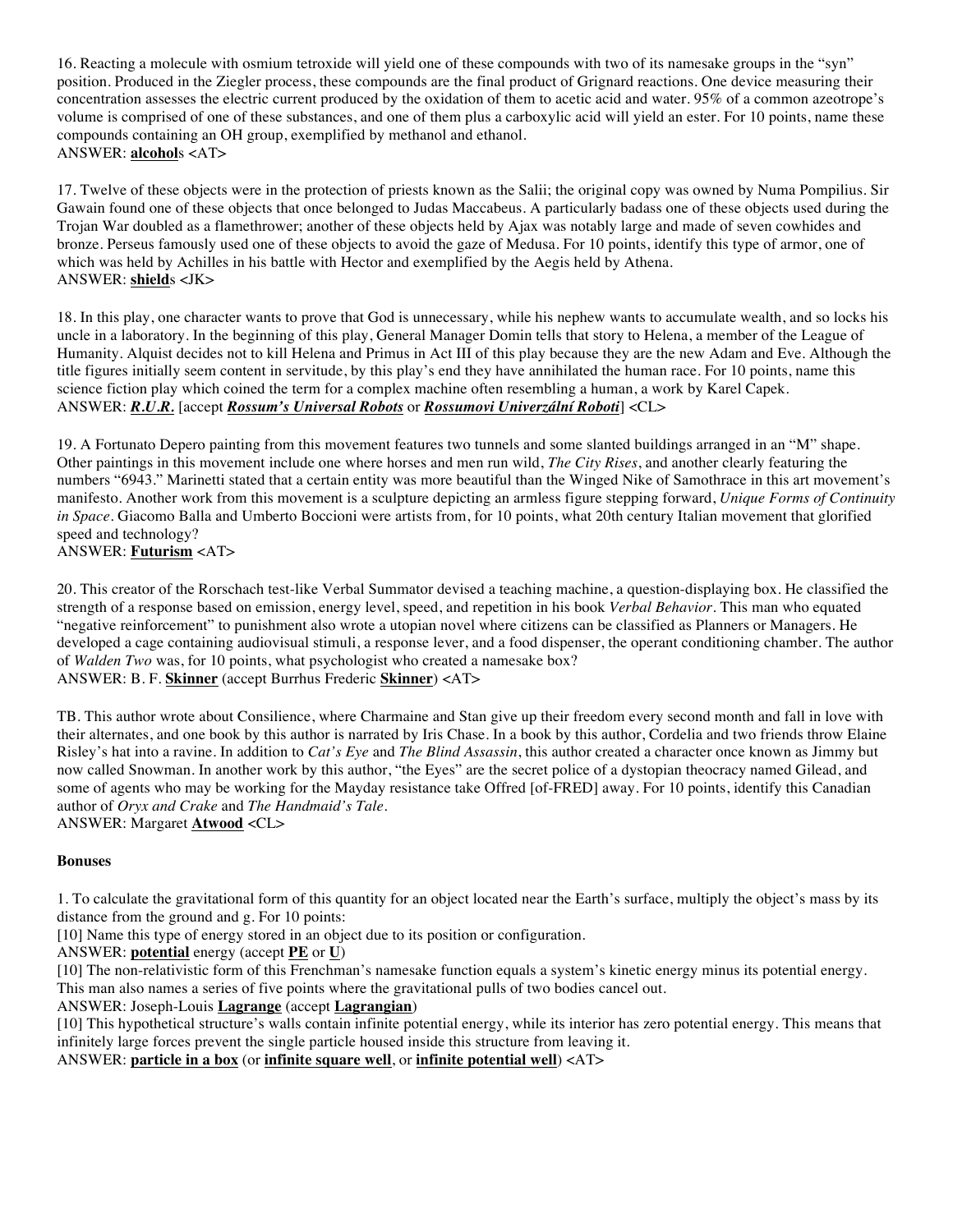16. Reacting a molecule with osmium tetroxide will yield one of these compounds with two of its namesake groups in the "syn" position. Produced in the Ziegler process, these compounds are the final product of Grignard reactions. One device measuring their concentration assesses the electric current produced by the oxidation of them to acetic acid and water. 95% of a common azeotrope's volume is comprised of one of these substances, and one of them plus a carboxylic acid will yield an ester. For 10 points, name these compounds containing an OH group, exemplified by methanol and ethanol.
ANSWER: **alcohol**s <AT>

17. Twelve of these objects were in the protection of priests known as the Salii; the original copy was owned by Numa Pompilius. Sir Gawain found one of these objects that once belonged to Judas Maccabeus. A particularly badass one of these objects used during the Trojan War doubled as a flamethrower; another of these objects held by Ajax was notably large and made of seven cowhides and bronze. Perseus famously used one of these objects to avoid the gaze of Medusa. For 10 points, identify this type of armor, one of which was held by Achilles in his battle with Hector and exemplified by the Aegis held by Athena.
ANSWER: **shield**s <JK>

18. In this play, one character wants to prove that God is unnecessary, while his nephew wants to accumulate wealth, and so locks his uncle in a laboratory. In the beginning of this play, General Manager Domin tells that story to Helena, a member of the League of Humanity. Alquist decides not to kill Helena and Primus in Act III of this play because they are the new Adam and Eve. Although the title figures initially seem content in servitude, by this play's end they have annihilated the human race. For 10 points, name this science fiction play which coined the term for a complex machine often resembling a human, a work by Karel Capek.
ANSWER: ***R.U.R.*** [accept ***Rossum's Universal Robots*** or ***Rossumovi Univerzální Roboti***] <CL>

19. A Fortunato Depero painting from this movement features two tunnels and some slanted buildings arranged in an "M" shape. Other paintings in this movement include one where horses and men run wild, *The City Rises*, and another clearly featuring the numbers "6943." Marinetti stated that a certain entity was more beautiful than the Winged Nike of Samothrace in this art movement's manifesto. Another work from this movement is a sculpture depicting an armless figure stepping forward, *Unique Forms of Continuity in Space*. Giacomo Balla and Umberto Boccioni were artists from, for 10 points, what 20th century Italian movement that glorified speed and technology?
ANSWER: **Futurism** <AT>

20. This creator of the Rorschach test-like Verbal Summator devised a teaching machine, a question-displaying box. He classified the strength of a response based on emission, energy level, speed, and repetition in his book *Verbal Behavior*. This man who equated "negative reinforcement" to punishment also wrote a utopian novel where citizens can be classified as Planners or Managers. He developed a cage containing audiovisual stimuli, a response lever, and a food dispenser, the operant conditioning chamber. The author of *Walden Two* was, for 10 points, what psychologist who created a namesake box?
ANSWER: B. F. **Skinner** (accept Burrhus Frederic **Skinner**) <AT>

TB. This author wrote about Consilience, where Charmaine and Stan give up their freedom every second month and fall in love with their alternates, and one book by this author is narrated by Iris Chase. In a book by this author, Cordelia and two friends throw Elaine Risley's hat into a ravine. In addition to *Cat's Eye* and *The Blind Assassin*, this author created a character once known as Jimmy but now called Snowman. In another work by this author, "the Eyes" are the secret police of a dystopian theocracy named Gilead, and some of agents who may be working for the Mayday resistance take Offred [of-FRED] away. For 10 points, identify this Canadian author of *Oryx and Crake* and *The Handmaid's Tale*.
ANSWER: Margaret **Atwood** <CL>

**Bonuses**

1. To calculate the gravitational form of this quantity for an object located near the Earth's surface, multiply the object's mass by its distance from the ground and g. For 10 points:

[10] Name this type of energy stored in an object due to its position or configuration.
ANSWER: **potential** energy (accept **PE** or **U**)

[10] The non-relativistic form of this Frenchman's namesake function equals a system's kinetic energy minus its potential energy. This man also names a series of five points where the gravitational pulls of two bodies cancel out.
ANSWER: Joseph-Louis **Lagrange** (accept **Lagrangian**)

[10] This hypothetical structure's walls contain infinite potential energy, while its interior has zero potential energy. This means that infinitely large forces prevent the single particle housed inside this structure from leaving it.
ANSWER: **particle in a box** (or **infinite square well**, or **infinite potential well**) <AT>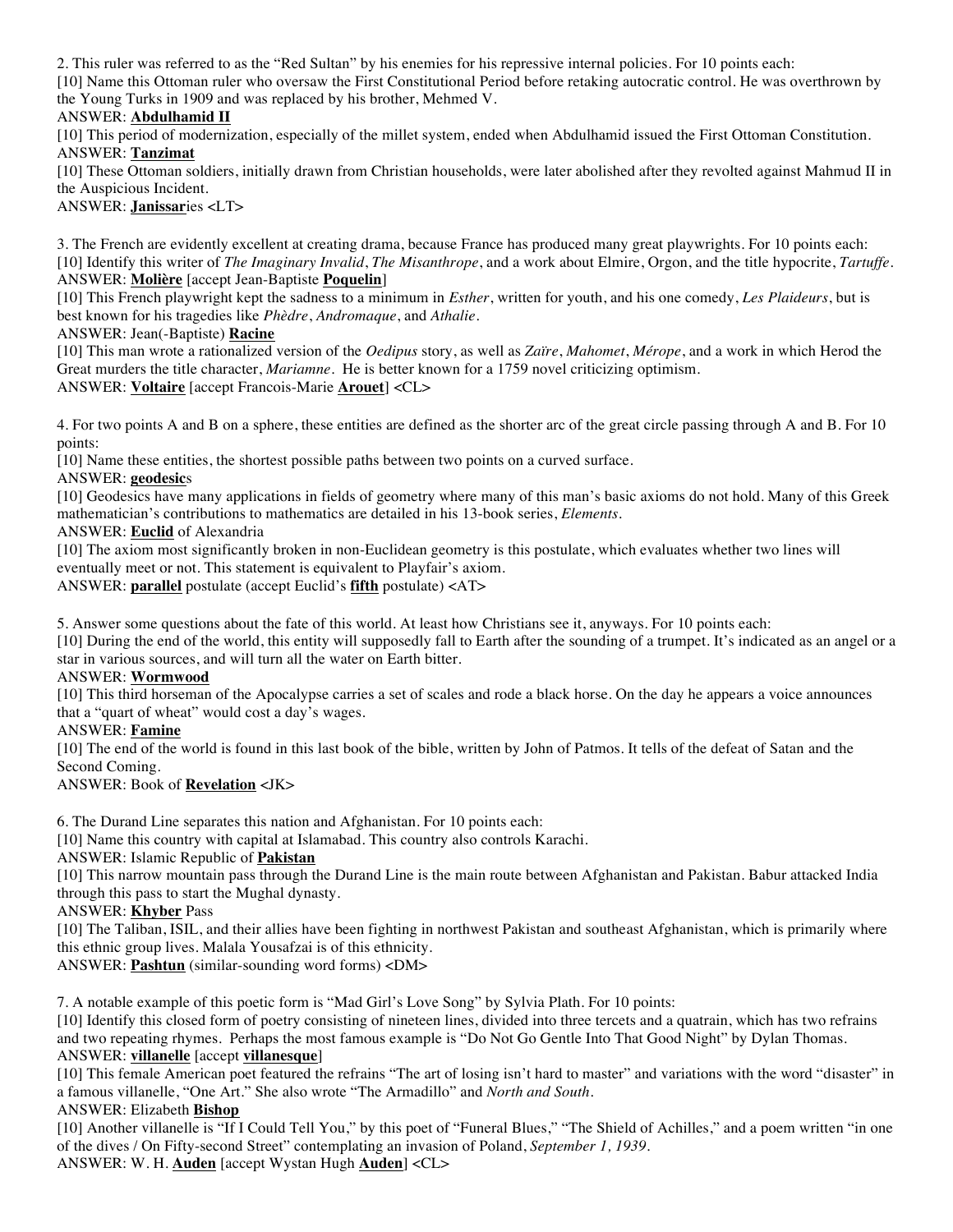2. This ruler was referred to as the "Red Sultan" by his enemies for his repressive internal policies. For 10 points each:
[10] Name this Ottoman ruler who oversaw the First Constitutional Period before retaking autocratic control. He was overthrown by the Young Turks in 1909 and was replaced by his brother, Mehmed V.
ANSWER: **Abdulhamid II**
[10] This period of modernization, especially of the millet system, ended when Abdulhamid issued the First Ottoman Constitution.
ANSWER: **Tanzimat**
[10] These Ottoman soldiers, initially drawn from Christian households, were later abolished after they revolted against Mahmud II in the Auspicious Incident.
ANSWER: **Janissar**ies <LT>

3. The French are evidently excellent at creating drama, because France has produced many great playwrights. For 10 points each:
[10] Identify this writer of *The Imaginary Invalid*, *The Misanthrope*, and a work about Elmire, Orgon, and the title hypocrite, *Tartuffe*.
ANSWER: **Molière** [accept Jean-Baptiste **Poquelin**]
[10] This French playwright kept the sadness to a minimum in *Esther*, written for youth, and his one comedy, *Les Plaideurs*, but is best known for his tragedies like *Phèdre*, *Andromaque*, and *Athalie*.
ANSWER: Jean(-Baptiste) **Racine**
[10] This man wrote a rationalized version of the *Oedipus* story, as well as *Zaïre*, *Mahomet*, *Mérope*, and a work in which Herod the Great murders the title character, *Mariamne*. He is better known for a 1759 novel criticizing optimism.
ANSWER: **Voltaire** [accept Francois-Marie **Arouet**] <CL>

4. For two points A and B on a sphere, these entities are defined as the shorter arc of the great circle passing through A and B. For 10 points:
[10] Name these entities, the shortest possible paths between two points on a curved surface.
ANSWER: **geodesic**s
[10] Geodesics have many applications in fields of geometry where many of this man's basic axioms do not hold. Many of this Greek mathematician's contributions to mathematics are detailed in his 13-book series, *Elements*.
ANSWER: **Euclid** of Alexandria
[10] The axiom most significantly broken in non-Euclidean geometry is this postulate, which evaluates whether two lines will eventually meet or not. This statement is equivalent to Playfair's axiom.
ANSWER: **parallel** postulate (accept Euclid's **fifth** postulate) <AT>

5. Answer some questions about the fate of this world. At least how Christians see it, anyways. For 10 points each:
[10] During the end of the world, this entity will supposedly fall to Earth after the sounding of a trumpet. It's indicated as an angel or a star in various sources, and will turn all the water on Earth bitter.
ANSWER: **Wormwood**
[10] This third horseman of the Apocalypse carries a set of scales and rode a black horse. On the day he appears a voice announces that a "quart of wheat" would cost a day's wages.
ANSWER: **Famine**
[10] The end of the world is found in this last book of the bible, written by John of Patmos. It tells of the defeat of Satan and the Second Coming.
ANSWER: Book of **Revelation** <JK>

6. The Durand Line separates this nation and Afghanistan. For 10 points each:
[10] Name this country with capital at Islamabad. This country also controls Karachi.
ANSWER: Islamic Republic of **Pakistan**
[10] This narrow mountain pass through the Durand Line is the main route between Afghanistan and Pakistan. Babur attacked India through this pass to start the Mughal dynasty.
ANSWER: **Khyber** Pass
[10] The Taliban, ISIL, and their allies have been fighting in northwest Pakistan and southeast Afghanistan, which is primarily where this ethnic group lives. Malala Yousafzai is of this ethnicity.
ANSWER: **Pashtun** (similar-sounding word forms) <DM>

7. A notable example of this poetic form is "Mad Girl's Love Song" by Sylvia Plath. For 10 points:
[10] Identify this closed form of poetry consisting of nineteen lines, divided into three tercets and a quatrain, which has two refrains and two repeating rhymes. Perhaps the most famous example is "Do Not Go Gentle Into That Good Night" by Dylan Thomas.
ANSWER: **villanelle** [accept **villanesque**]
[10] This female American poet featured the refrains "The art of losing isn't hard to master" and variations with the word "disaster" in a famous villanelle, "One Art." She also wrote "The Armadillo" and *North and South*.
ANSWER: Elizabeth **Bishop**
[10] Another villanelle is "If I Could Tell You," by this poet of "Funeral Blues," "The Shield of Achilles," and a poem written "in one of the dives / On Fifty-second Street" contemplating an invasion of Poland, *September 1, 1939*.
ANSWER: W. H. **Auden** [accept Wystan Hugh **Auden**] <CL>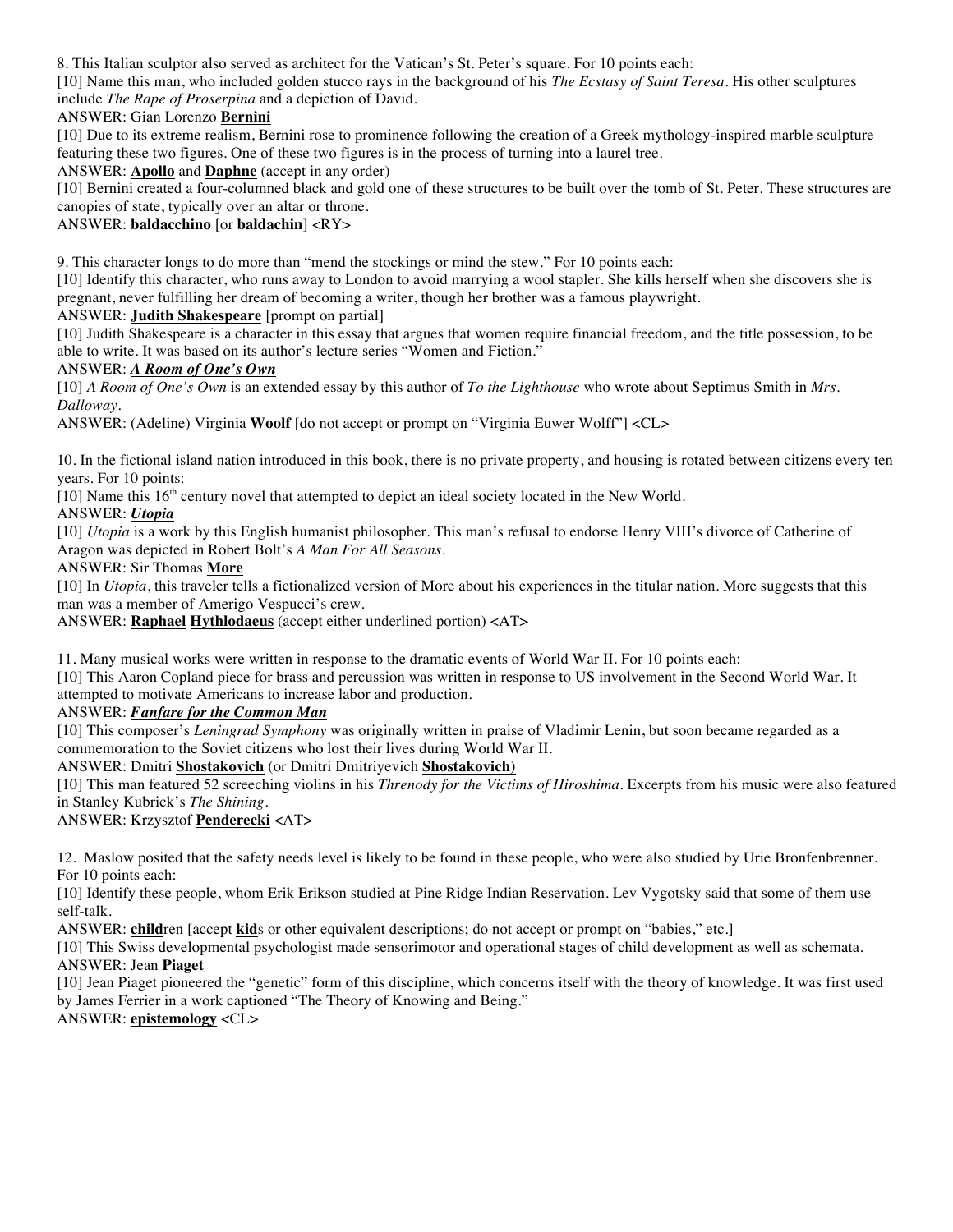8. This Italian sculptor also served as architect for the Vatican's St. Peter's square. For 10 points each:

[10] Name this man, who included golden stucco rays in the background of his *The Ecstasy of Saint Teresa*. His other sculptures include *The Rape of Proserpina* and a depiction of David.

ANSWER: Gian Lorenzo **Bernini**

[10] Due to its extreme realism, Bernini rose to prominence following the creation of a Greek mythology-inspired marble sculpture featuring these two figures. One of these two figures is in the process of turning into a laurel tree.

ANSWER: **Apollo** and **Daphne** (accept in any order)

[10] Bernini created a four-columned black and gold one of these structures to be built over the tomb of St. Peter. These structures are canopies of state, typically over an altar or throne.

ANSWER: **baldacchino** [or **baldachin**] <RY>

9. This character longs to do more than "mend the stockings or mind the stew." For 10 points each:

[10] Identify this character, who runs away to London to avoid marrying a wool stapler. She kills herself when she discovers she is pregnant, never fulfilling her dream of becoming a writer, though her brother was a famous playwright.

ANSWER: **Judith Shakespeare** [prompt on partial]

[10] Judith Shakespeare is a character in this essay that argues that women require financial freedom, and the title possession, to be able to write. It was based on its author's lecture series "Women and Fiction."

ANSWER: ***A Room of One's Own***

[10] *A Room of One's Own* is an extended essay by this author of *To the Lighthouse* who wrote about Septimus Smith in *Mrs. Dalloway*.

ANSWER: (Adeline) Virginia **Woolf** [do not accept or prompt on "Virginia Euwer Wolff"] <CL>

10. In the fictional island nation introduced in this book, there is no private property, and housing is rotated between citizens every ten years. For 10 points:

[10] Name this 16th century novel that attempted to depict an ideal society located in the New World.

ANSWER: ***Utopia***

[10] *Utopia* is a work by this English humanist philosopher. This man's refusal to endorse Henry VIII's divorce of Catherine of Aragon was depicted in Robert Bolt's *A Man For All Seasons*.

ANSWER: Sir Thomas **More**

[10] In *Utopia*, this traveler tells a fictionalized version of More about his experiences in the titular nation. More suggests that this man was a member of Amerigo Vespucci's crew.

ANSWER: **Raphael** **Hythlodaeus** (accept either underlined portion) <AT>

11. Many musical works were written in response to the dramatic events of World War II. For 10 points each:

[10] This Aaron Copland piece for brass and percussion was written in response to US involvement in the Second World War. It attempted to motivate Americans to increase labor and production.

ANSWER: ***Fanfare for the Common Man***

[10] This composer's *Leningrad Symphony* was originally written in praise of Vladimir Lenin, but soon became regarded as a commemoration to the Soviet citizens who lost their lives during World War II.

ANSWER: Dmitri **Shostakovich** (or Dmitri Dmitriyevich **Shostakovich**)

[10] This man featured 52 screeching violins in his *Threnody for the Victims of Hiroshima*. Excerpts from his music were also featured in Stanley Kubrick's *The Shining*.

ANSWER: Krzysztof **Penderecki** <AT>

12. Maslow posited that the safety needs level is likely to be found in these people, who were also studied by Urie Bronfenbrenner. For 10 points each:

[10] Identify these people, whom Erik Erikson studied at Pine Ridge Indian Reservation. Lev Vygotsky said that some of them use self-talk.

ANSWER: **child**ren [accept **kid**s or other equivalent descriptions; do not accept or prompt on "babies," etc.]

[10] This Swiss developmental psychologist made sensorimotor and operational stages of child development as well as schemata.

ANSWER: Jean **Piaget**

[10] Jean Piaget pioneered the "genetic" form of this discipline, which concerns itself with the theory of knowledge. It was first used by James Ferrier in a work captioned "The Theory of Knowing and Being."

ANSWER: **epistemology** <CL>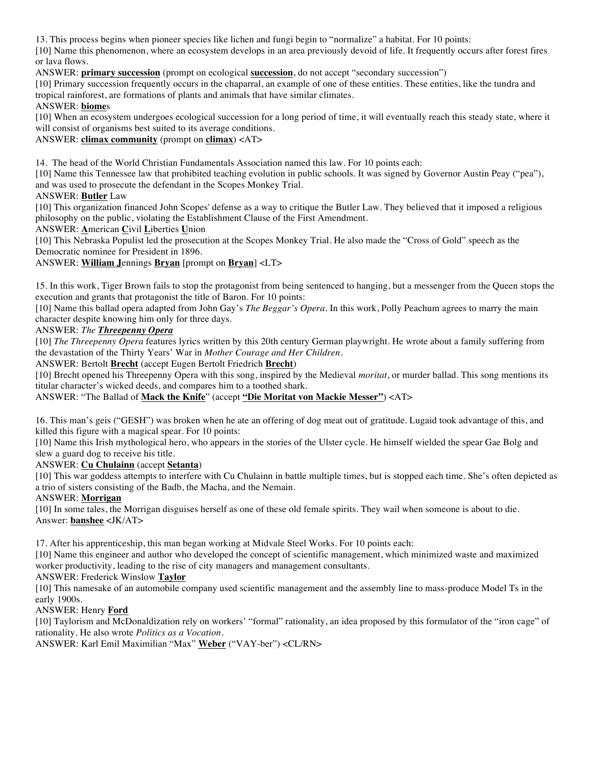13. This process begins when pioneer species like lichen and fungi begin to "normalize" a habitat. For 10 points:

[10] Name this phenomenon, where an ecosystem develops in an area previously devoid of life. It frequently occurs after forest fires or lava flows.

ANSWER: **primary succession** (prompt on ecological **succession**, do not accept "secondary succession")

[10] Primary succession frequently occurs in the chaparral, an example of one of these entities. These entities, like the tundra and tropical rainforest, are formations of plants and animals that have similar climates.

ANSWER: **biome**s

[10] When an ecosystem undergoes ecological succession for a long period of time, it will eventually reach this steady state, where it will consist of organisms best suited to its average conditions.

ANSWER: **climax community** (prompt on **climax**) <AT>

14. The head of the World Christian Fundamentals Association named this law. For 10 points each:

[10] Name this Tennessee law that prohibited teaching evolution in public schools. It was signed by Governor Austin Peay ("pea"), and was used to prosecute the defendant in the Scopes Monkey Trial.

ANSWER: **Butler** Law

[10] This organization financed John Scopes' defense as a way to critique the Butler Law. They believed that it imposed a religious philosophy on the public, violating the Establishment Clause of the First Amendment.

ANSWER: **A**merican **C**ivil **L**iberties **U**nion

[10] This Nebraska Populist led the prosecution at the Scopes Monkey Trial. He also made the "Cross of Gold" speech as the Democratic nominee for President in 1896.

ANSWER: **William J**ennings **Bryan** [prompt on **Bryan**] <LT>

15. In this work, Tiger Brown fails to stop the protagonist from being sentenced to hanging, but a messenger from the Queen stops the execution and grants that protagonist the title of Baron. For 10 points:

[10] Name this ballad opera adapted from John Gay's *The Beggar's Opera*. In this work, Polly Peachum agrees to marry the main character despite knowing him only for three days.

ANSWER: *The* ***Threepenny Opera***

[10] *The Threepenny Opera* features lyrics written by this 20th century German playwright. He wrote about a family suffering from the devastation of the Thirty Years' War in *Mother Courage and Her Children*.

ANSWER: Bertolt **Brecht** (accept Eugen Bertolt Friedrich **Brecht**)

[10] Brecht opened his Threepenny Opera with this song, inspired by the Medieval *moritat*, or murder ballad. This song mentions its titular character's wicked deeds, and compares him to a toothed shark.

ANSWER: "The Ballad of **Mack the Knife**" (accept **"Die Moritat von Mackie Messer"**) <AT>

16. This man's geis ("GESH") was broken when he ate an offering of dog meat out of gratitude. Lugaid took advantage of this, and killed this figure with a magical spear. For 10 points:

[10] Name this Irish mythological hero, who appears in the stories of the Ulster cycle. He himself wielded the spear Gae Bolg and slew a guard dog to receive his title.

ANSWER: **Cu Chulainn** (accept **Setanta**)

[10] This war goddess attempts to interfere with Cu Chulainn in battle multiple times, but is stopped each time. She's often depicted as a trio of sisters consisting of the Badb, the Macha, and the Nemain.

ANSWER: **Morrigan**

[10] In some tales, the Morrigan disguises herself as one of these old female spirits. They wail when someone is about to die.

Answer: **banshee** <JK/AT>

17. After his apprenticeship, this man began working at Midvale Steel Works. For 10 points each:

[10] Name this engineer and author who developed the concept of scientific management, which minimized waste and maximized worker productivity, leading to the rise of city managers and management consultants.

ANSWER: Frederick Winslow **Taylor**

[10] This namesake of an automobile company used scientific management and the assembly line to mass-produce Model Ts in the early 1900s.

ANSWER: Henry **Ford**

[10] Taylorism and McDonaldization rely on workers' "formal" rationality, an idea proposed by this formulator of the "iron cage" of rationality. He also wrote *Politics as a Vocation*.

ANSWER: Karl Emil Maximilian "Max" **Weber** ("VAY-ber") <CL/RN>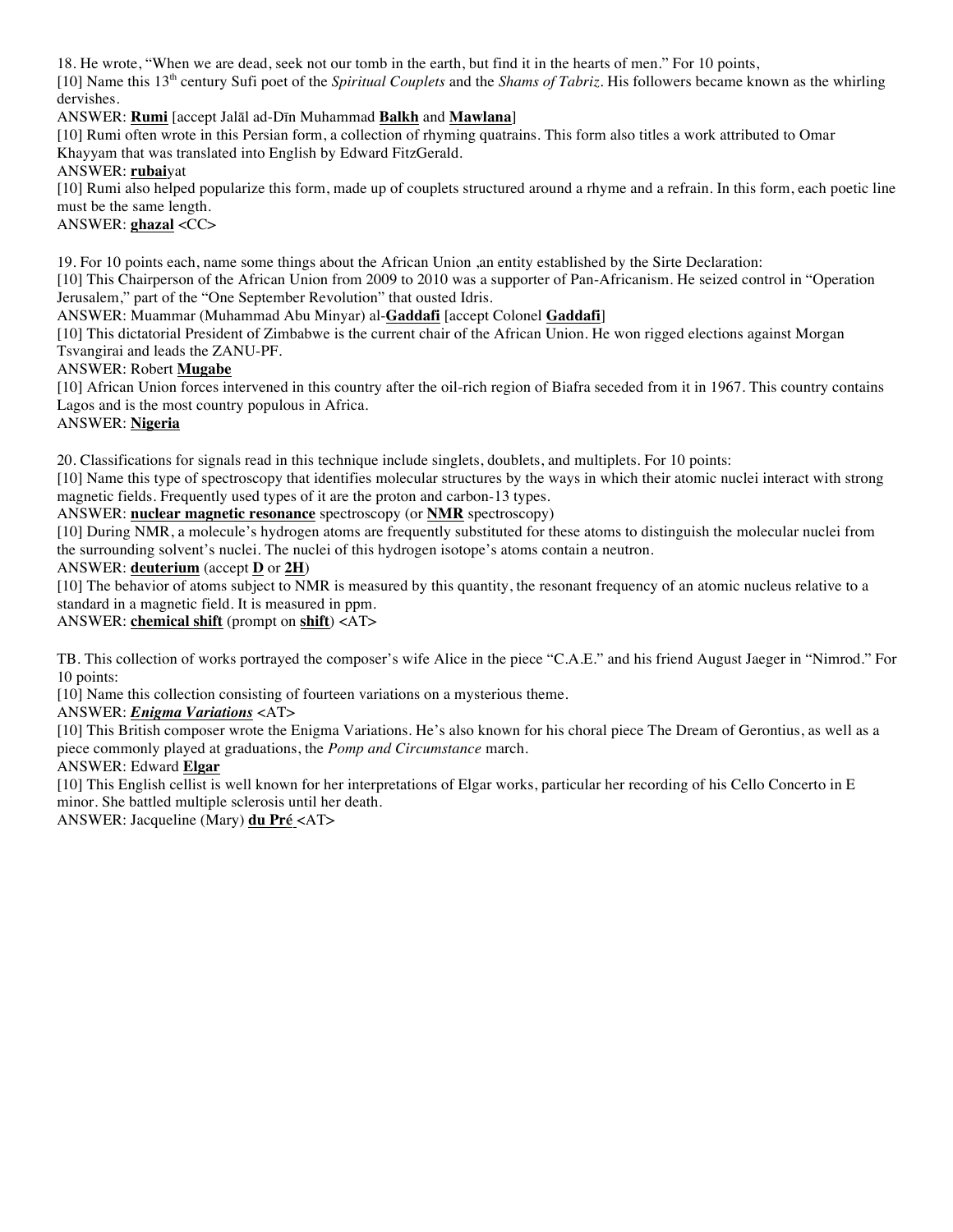18. He wrote, “When we are dead, seek not our tomb in the earth, but find it in the hearts of men.” For 10 points,

[10] Name this 13th century Sufi poet of the *Spiritual Couplets* and the *Shams of Tabriz*. His followers became known as the whirling dervishes.

ANSWER: **Rumi** [accept Jalāl ad-Dīn Muhammad **Balkh** and **Mawlana**]

[10] Rumi often wrote in this Persian form, a collection of rhyming quatrains. This form also titles a work attributed to Omar Khayyam that was translated into English by Edward FitzGerald.

ANSWER: **rubai**yat

[10] Rumi also helped popularize this form, made up of couplets structured around a rhyme and a refrain. In this form, each poetic line must be the same length.

ANSWER: **ghazal** <CC>

19. For 10 points each, name some things about the African Union ,an entity established by the Sirte Declaration:

[10] This Chairperson of the African Union from 2009 to 2010 was a supporter of Pan-Africanism. He seized control in “Operation Jerusalem,” part of the “One September Revolution” that ousted Idris.

ANSWER: Muammar (Muhammad Abu Minyar) al-**Gaddafi** [accept Colonel **Gaddafi**]

[10] This dictatorial President of Zimbabwe is the current chair of the African Union. He won rigged elections against Morgan Tsvangirai and leads the ZANU-PF.

ANSWER: Robert **Mugabe**

[10] African Union forces intervened in this country after the oil-rich region of Biafra seceded from it in 1967. This country contains Lagos and is the most country populous in Africa.

ANSWER: **Nigeria**

20. Classifications for signals read in this technique include singlets, doublets, and multiplets. For 10 points:

[10] Name this type of spectroscopy that identifies molecular structures by the ways in which their atomic nuclei interact with strong magnetic fields. Frequently used types of it are the proton and carbon-13 types.

ANSWER: **nuclear magnetic resonance** spectroscopy (or **NMR** spectroscopy)

[10] During NMR, a molecule’s hydrogen atoms are frequently substituted for these atoms to distinguish the molecular nuclei from the surrounding solvent’s nuclei. The nuclei of this hydrogen isotope’s atoms contain a neutron.

ANSWER: **deuterium** (accept **D** or **2H**)

[10] The behavior of atoms subject to NMR is measured by this quantity, the resonant frequency of an atomic nucleus relative to a standard in a magnetic field. It is measured in ppm.

ANSWER: **chemical shift** (prompt on **shift**) <AT>

TB. This collection of works portrayed the composer’s wife Alice in the piece “C.A.E.” and his friend August Jaeger in “Nimrod.” For 10 points:

[10] Name this collection consisting of fourteen variations on a mysterious theme.

ANSWER: ***Enigma Variations*** <AT>

[10] This British composer wrote the Enigma Variations. He’s also known for his choral piece The Dream of Gerontius, as well as a piece commonly played at graduations, the *Pomp and Circumstance* march.

ANSWER: Edward **Elgar**

[10] This English cellist is well known for her interpretations of Elgar works, particular her recording of his Cello Concerto in E minor. She battled multiple sclerosis until her death.

ANSWER: Jacqueline (Mary) **du Pré** <AT>